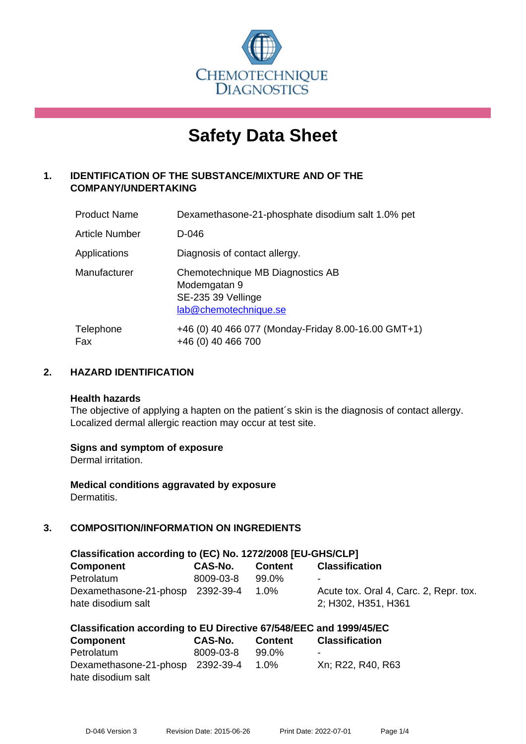CHEMOTECHNIQUE DIAGNOSTICS

# Safety Data Sheet

## 1. IDENTIFICATION OF THE SUBSTANCE/MIXTURE AND OF THE COMPANY/UNDERTAKING

| | |
|---|---|
| Product Name | Dexamethasone-21-phosphate disodium salt 1.0% pet |
| Article Number | D-046 |
| Applications | Diagnosis of contact allergy. |
| Manufacturer | Chemotechnique MB Diagnostics AB<br>Modemgatan 9<br>SE-235 39 Vellinge<br>lab@chemotechnique.se |
| Telephone<br>Fax | +46 (0) 40 466 077 (Monday-Friday 8.00-16.00 GMT+1)<br>+46 (0) 40 466 700 |

## 2. HAZARD IDENTIFICATION

**Health hazards**

The objective of applying a hapten on the patient´s skin is the diagnosis of contact allergy. Localized dermal allergic reaction may occur at test site.

**Signs and symptom of exposure**

Dermal irritation.

**Medical conditions aggravated by exposure**

Dermatitis.

## 3. COMPOSITION/INFORMATION ON INGREDIENTS

**Classification according to (EC) No. 1272/2008 [EU-GHS/CLP]**

| Component | CAS-No. | Content | Classification |
|---|---|---|---|
| Petrolatum | 8009-03-8 | 99.0% | - |
| Dexamethasone-21-phosphate disodium salt | 2392-39-4 | 1.0% | Acute tox. Oral 4, Carc. 2, Repr. tox. 2; H302, H351, H361 |

**Classification according to EU Directive 67/548/EEC and 1999/45/EC**

| Component | CAS-No. | Content | Classification |
|---|---|---|---|
| Petrolatum | 8009-03-8 | 99.0% | - |
| Dexamethasone-21-phosphate disodium salt | 2392-39-4 | 1.0% | Xn; R22, R40, R63 |

D-046 Version 3 Revision Date: 2015-06-26 Print Date: 2022-07-01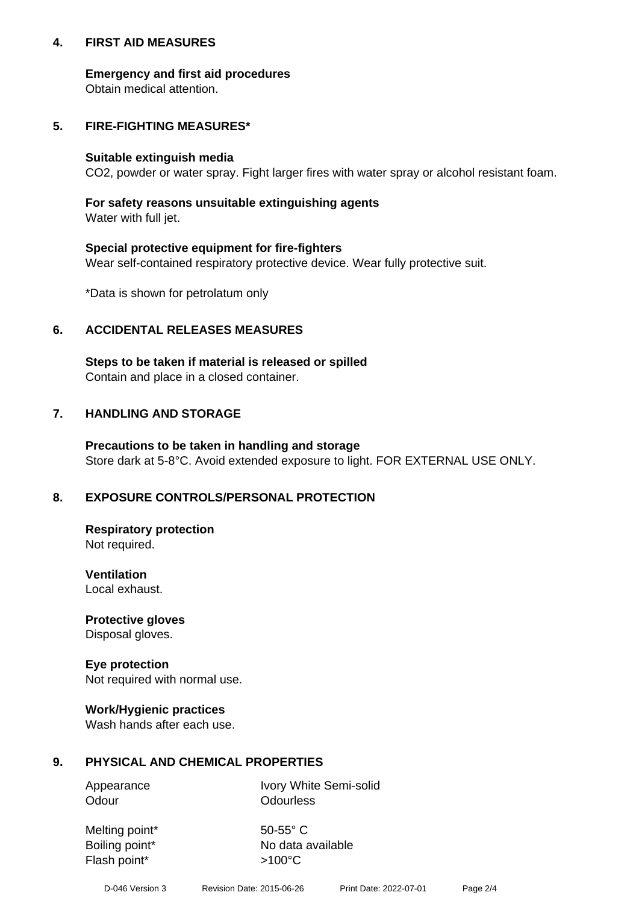## 4. FIRST AID MEASURES

**Emergency and first aid procedures**
Obtain medical attention.

## 5. FIRE-FIGHTING MEASURES*

**Suitable extinguish media**
$CO_2$, powder or water spray. Fight larger fires with water spray or alcohol resistant foam.

**For safety reasons unsuitable extinguishing agents**
Water with full jet.

**Special protective equipment for fire-fighters**
Wear self-contained respiratory protective device. Wear fully protective suit.

*Data is shown for petrolatum only

## 6. ACCIDENTAL RELEASES MEASURES

**Steps to be taken if material is released or spilled**
Contain and place in a closed container.

## 7. HANDLING AND STORAGE

**Precautions to be taken in handling and storage**
Store dark at 5-8°C. Avoid extended exposure to light. FOR EXTERNAL USE ONLY.

## 8. EXPOSURE CONTROLS/PERSONAL PROTECTION

**Respiratory protection**
Not required.

**Ventilation**
Local exhaust.

**Protective gloves**
Disposal gloves.

**Eye protection**
Not required with normal use.

**Work/Hygienic practices**
Wash hands after each use.

## 9. PHYSICAL AND CHEMICAL PROPERTIES

| | |
|---|---|
| Appearance | Ivory White Semi-solid |
| Odour | Odourless |
| Melting point* | 50-55° C |
| Boiling point* | No data available |
| Flash point* | >100°C |

D-046 Version 3 Revision Date: 2015-06-26 Print Date: 2022-07-01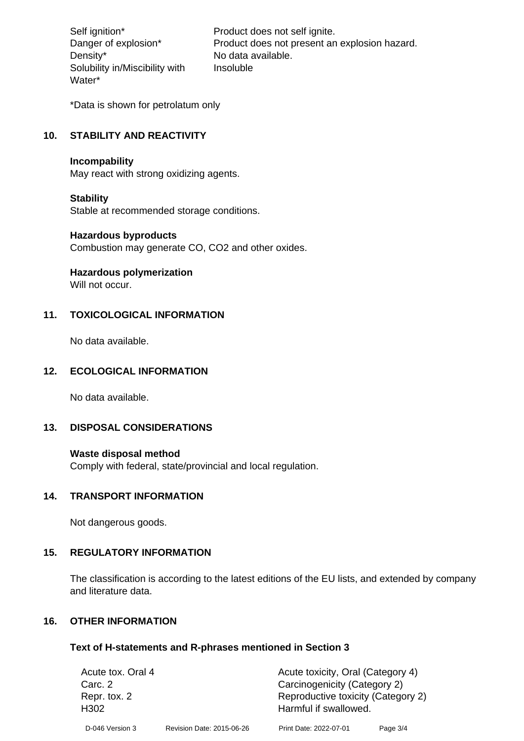| | |
|---|---|
| Self ignition* | Product does not self ignite. |
| Danger of explosion* | Product does not present an explosion hazard. |
| Density* | No data available. |
| Solubility in/Miscibility with Water* | Insoluble |

*Data is shown for petrolatum only

## 10. STABILITY AND REACTIVITY

**Incompability**
May react with strong oxidizing agents.

**Stability**
Stable at recommended storage conditions.

**Hazardous byproducts**
Combustion may generate CO, $CO_2$ and other oxides.

**Hazardous polymerization**
Will not occur.

## 11. TOXICOLOGICAL INFORMATION

No data available.

## 12. ECOLOGICAL INFORMATION

No data available.

## 13. DISPOSAL CONSIDERATIONS

**Waste disposal method**
Comply with federal, state/provincial and local regulation.

## 14. TRANSPORT INFORMATION

Not dangerous goods.

## 15. REGULATORY INFORMATION

The classification is according to the latest editions of the EU lists, and extended by company and literature data.

## 16. OTHER INFORMATION

### Text of H-statements and R-phrases mentioned in Section 3

| | |
|---|---|
| Acute tox. Oral 4 | Acute toxicity, Oral (Category 4) |
| Carc. 2 | Carcinogenicity (Category 2) |
| Repr. tox. 2 | Reproductive toxicity (Category 2) |
| H302 | Harmful if swallowed. |

D-046 Version 3 Revision Date: 2015-06-26 Print Date: 2022-07-01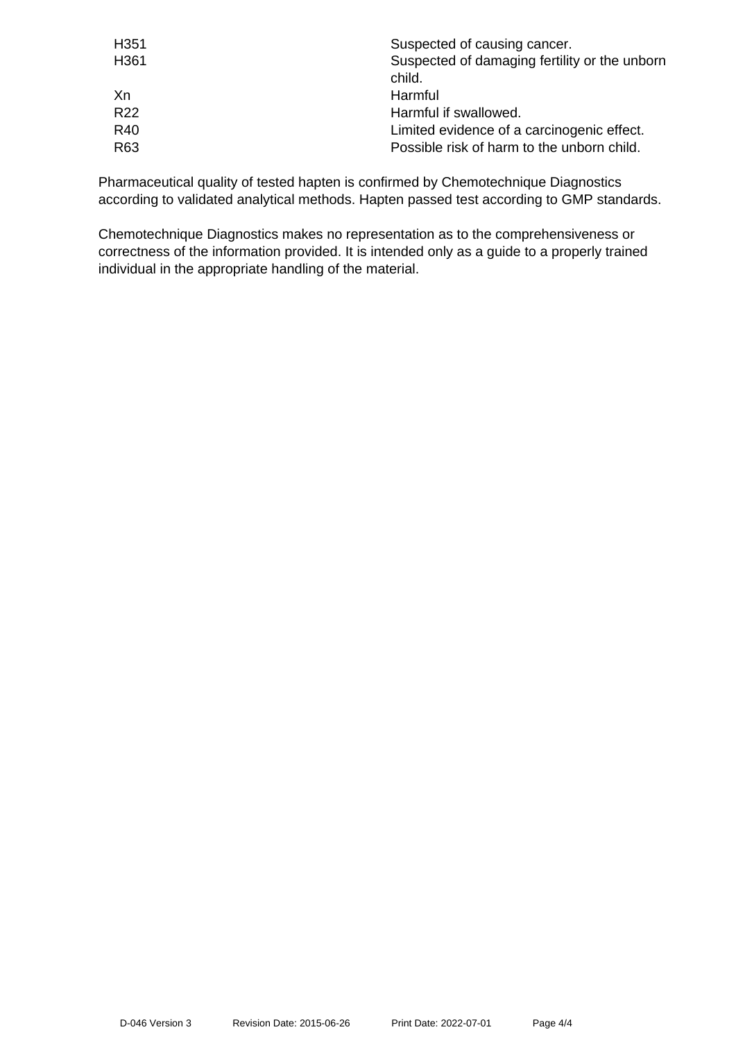| | |
|---|---|
| H351 | Suspected of causing cancer. |
| H361 | Suspected of damaging fertility or the unborn child. |
| Xn | Harmful |
| R22 | Harmful if swallowed. |
| R40 | Limited evidence of a carcinogenic effect. |
| R63 | Possible risk of harm to the unborn child. |

Pharmaceutical quality of tested hapten is confirmed by Chemotechnique Diagnostics according to validated analytical methods. Hapten passed test according to GMP standards.

Chemotechnique Diagnostics makes no representation as to the comprehensiveness or correctness of the information provided. It is intended only as a guide to a properly trained individual in the appropriate handling of the material.